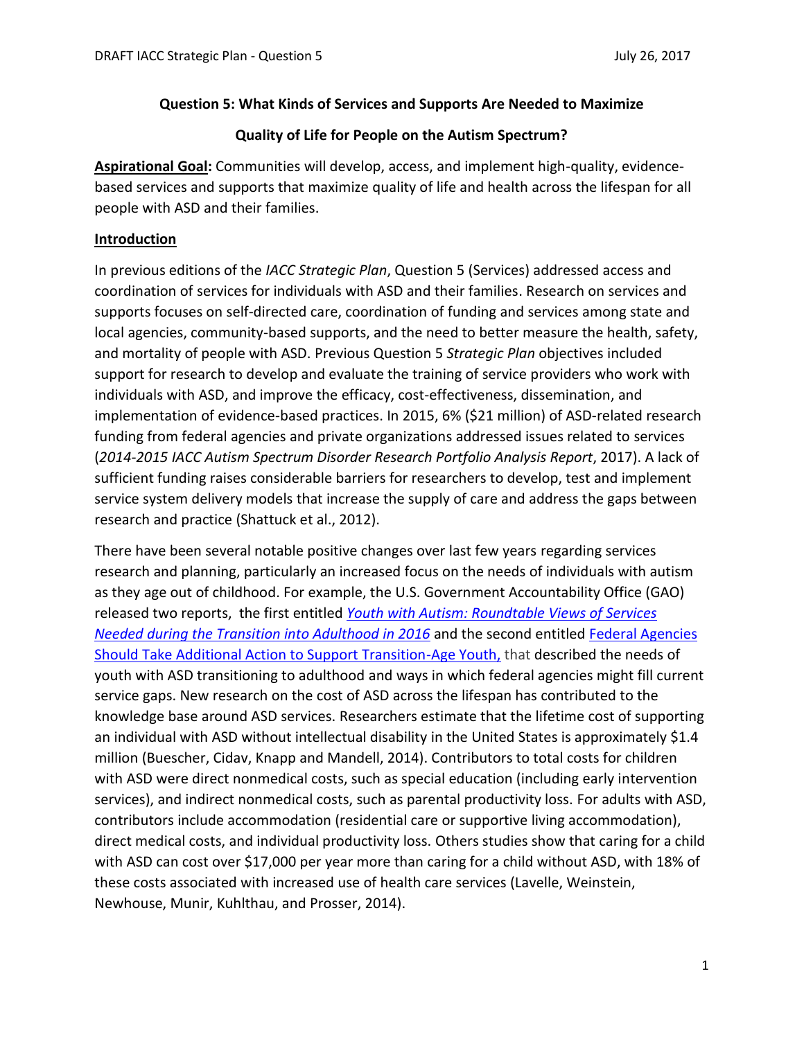# Question 5: What Kinds of Services and Supports Are Needed to Maximize Quality of Life for People on the Autism Spectrum?

**Aspirational Goal:** Communities will develop, access, and implement high-quality, evidence-based services and supports that maximize quality of life and health across the lifespan for all people with ASD and their families.

## Introduction

In previous editions of the *IACC Strategic Plan*, Question 5 (Services) addressed access and coordination of services for individuals with ASD and their families. Research on services and supports focuses on self-directed care, coordination of funding and services among state and local agencies, community-based supports, and the need to better measure the health, safety, and mortality of people with ASD. Previous Question 5 *Strategic Plan* objectives included support for research to develop and evaluate the training of service providers who work with individuals with ASD, and improve the efficacy, cost-effectiveness, dissemination, and implementation of evidence-based practices. In 2015, 6% ($21 million) of ASD-related research funding from federal agencies and private organizations addressed issues related to services (*2014-2015 IACC Autism Spectrum Disorder Research Portfolio Analysis Report*, 2017). A lack of sufficient funding raises considerable barriers for researchers to develop, test and implement service system delivery models that increase the supply of care and address the gaps between research and practice (Shattuck et al., 2012).

There have been several notable positive changes over last few years regarding services research and planning, particularly an increased focus on the needs of individuals with autism as they age out of childhood. For example, the U.S. Government Accountability Office (GAO) released two reports, the first entitled *Youth with Autism: Roundtable Views of Services Needed during the Transition into Adulthood in 2016* and the second entitled Federal Agencies Should Take Additional Action to Support Transition-Age Youth, that described the needs of youth with ASD transitioning to adulthood and ways in which federal agencies might fill current service gaps. New research on the cost of ASD across the lifespan has contributed to the knowledge base around ASD services. Researchers estimate that the lifetime cost of supporting an individual with ASD without intellectual disability in the United States is approximately $1.4 million (Buescher, Cidav, Knapp and Mandell, 2014). Contributors to total costs for children with ASD were direct nonmedical costs, such as special education (including early intervention services), and indirect nonmedical costs, such as parental productivity loss. For adults with ASD, contributors include accommodation (residential care or supportive living accommodation), direct medical costs, and individual productivity loss. Others studies show that caring for a child with ASD can cost over $17,000 per year more than caring for a child without ASD, with 18% of these costs associated with increased use of health care services (Lavelle, Weinstein, Newhouse, Munir, Kuhlthau, and Prosser, 2014).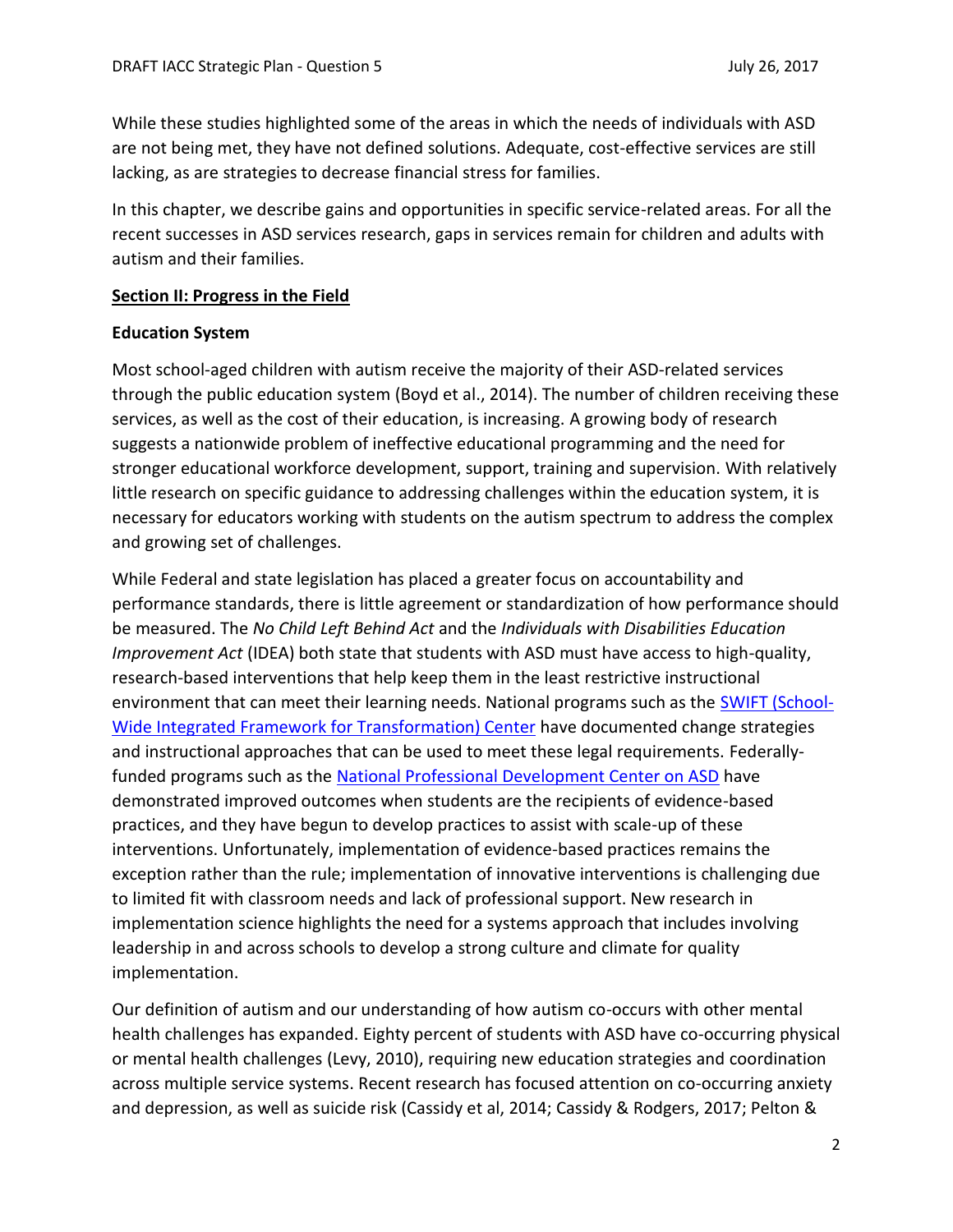While these studies highlighted some of the areas in which the needs of individuals with ASD are not being met, they have not defined solutions. Adequate, cost-effective services are still lacking, as are strategies to decrease financial stress for families.

In this chapter, we describe gains and opportunities in specific service-related areas. For all the recent successes in ASD services research, gaps in services remain for children and adults with autism and their families.

## Section II: Progress in the Field

### Education System

Most school-aged children with autism receive the majority of their ASD-related services through the public education system (Boyd et al., 2014). The number of children receiving these services, as well as the cost of their education, is increasing. A growing body of research suggests a nationwide problem of ineffective educational programming and the need for stronger educational workforce development, support, training and supervision. With relatively little research on specific guidance to addressing challenges within the education system, it is necessary for educators working with students on the autism spectrum to address the complex and growing set of challenges.

While Federal and state legislation has placed a greater focus on accountability and performance standards, there is little agreement or standardization of how performance should be measured. The *No Child Left Behind Act* and the *Individuals with Disabilities Education Improvement Act* (IDEA) both state that students with ASD must have access to high-quality, research-based interventions that help keep them in the least restrictive instructional environment that can meet their learning needs. National programs such as the SWIFT (School-Wide Integrated Framework for Transformation) Center have documented change strategies and instructional approaches that can be used to meet these legal requirements. Federally-funded programs such as the National Professional Development Center on ASD have demonstrated improved outcomes when students are the recipients of evidence-based practices, and they have begun to develop practices to assist with scale-up of these interventions. Unfortunately, implementation of evidence-based practices remains the exception rather than the rule; implementation of innovative interventions is challenging due to limited fit with classroom needs and lack of professional support. New research in implementation science highlights the need for a systems approach that includes involving leadership in and across schools to develop a strong culture and climate for quality implementation.

Our definition of autism and our understanding of how autism co-occurs with other mental health challenges has expanded. Eighty percent of students with ASD have co-occurring physical or mental health challenges (Levy, 2010), requiring new education strategies and coordination across multiple service systems. Recent research has focused attention on co-occurring anxiety and depression, as well as suicide risk (Cassidy et al, 2014; Cassidy & Rodgers, 2017; Pelton &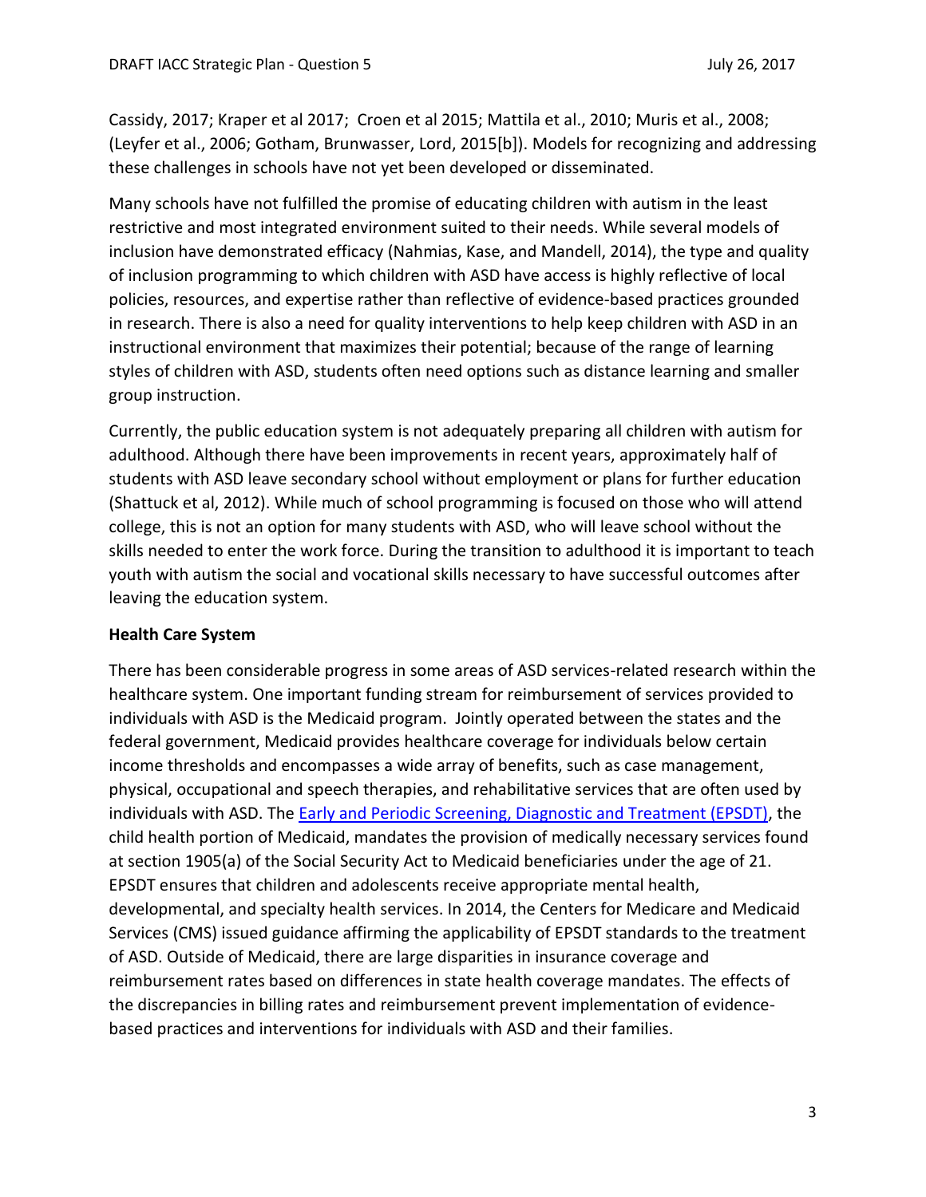Cassidy, 2017; Kraper et al 2017;  Croen et al 2015; Mattila et al., 2010; Muris et al., 2008; (Leyfer et al., 2006; Gotham, Brunwasser, Lord, 2015[b]). Models for recognizing and addressing these challenges in schools have not yet been developed or disseminated.

Many schools have not fulfilled the promise of educating children with autism in the least restrictive and most integrated environment suited to their needs. While several models of inclusion have demonstrated efficacy (Nahmias, Kase, and Mandell, 2014), the type and quality of inclusion programming to which children with ASD have access is highly reflective of local policies, resources, and expertise rather than reflective of evidence-based practices grounded in research. There is also a need for quality interventions to help keep children with ASD in an instructional environment that maximizes their potential; because of the range of learning styles of children with ASD, students often need options such as distance learning and smaller group instruction.

Currently, the public education system is not adequately preparing all children with autism for adulthood. Although there have been improvements in recent years, approximately half of students with ASD leave secondary school without employment or plans for further education (Shattuck et al, 2012). While much of school programming is focused on those who will attend college, this is not an option for many students with ASD, who will leave school without the skills needed to enter the work force. During the transition to adulthood it is important to teach youth with autism the social and vocational skills necessary to have successful outcomes after leaving the education system.

**Health Care System**

There has been considerable progress in some areas of ASD services-related research within the healthcare system. One important funding stream for reimbursement of services provided to individuals with ASD is the Medicaid program.  Jointly operated between the states and the federal government, Medicaid provides healthcare coverage for individuals below certain income thresholds and encompasses a wide array of benefits, such as case management, physical, occupational and speech therapies, and rehabilitative services that are often used by individuals with ASD. The Early and Periodic Screening, Diagnostic and Treatment (EPSDT), the child health portion of Medicaid, mandates the provision of medically necessary services found at section 1905(a) of the Social Security Act to Medicaid beneficiaries under the age of 21. EPSDT ensures that children and adolescents receive appropriate mental health, developmental, and specialty health services. In 2014, the Centers for Medicare and Medicaid Services (CMS) issued guidance affirming the applicability of EPSDT standards to the treatment of ASD. Outside of Medicaid, there are large disparities in insurance coverage and reimbursement rates based on differences in state health coverage mandates. The effects of the discrepancies in billing rates and reimbursement prevent implementation of evidence-based practices and interventions for individuals with ASD and their families.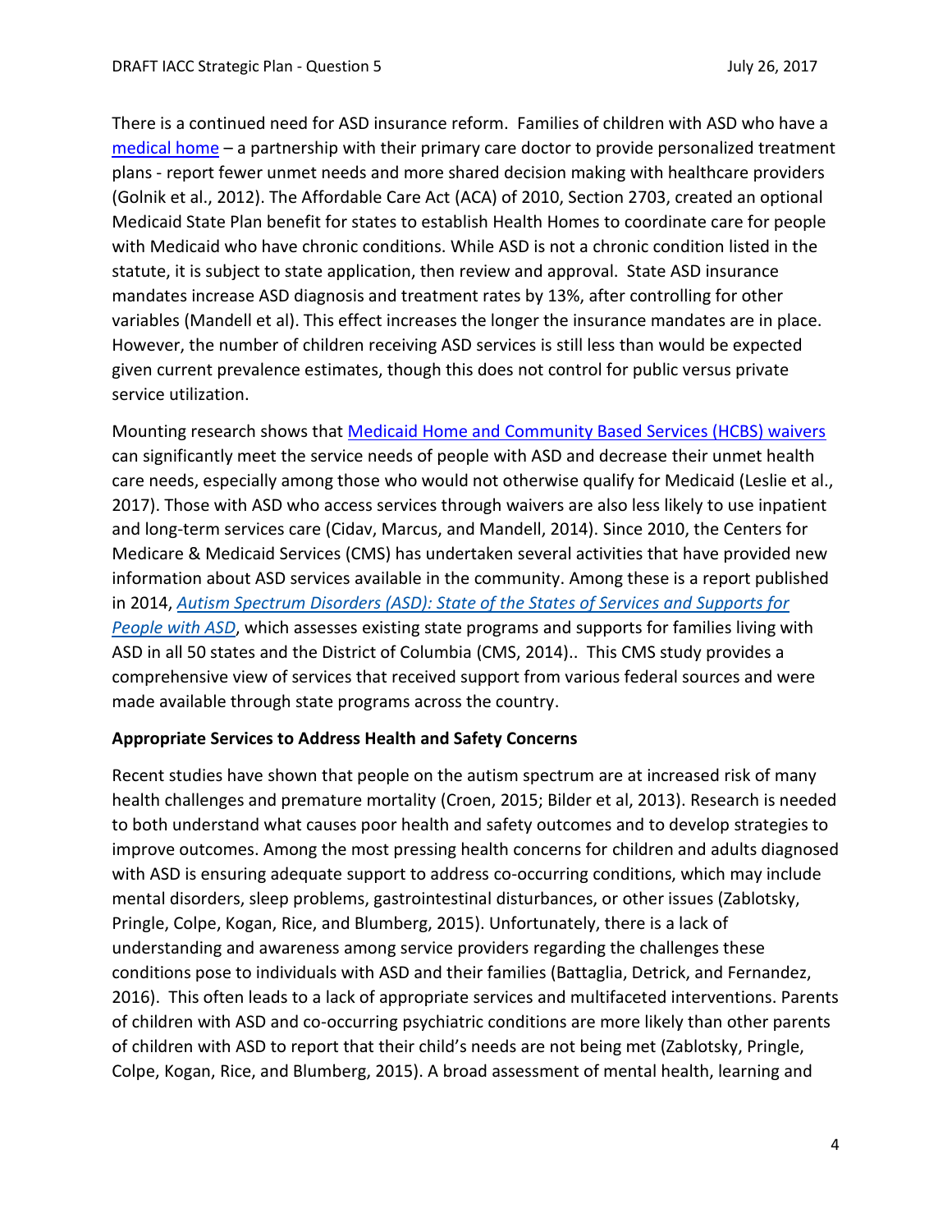There is a continued need for ASD insurance reform. Families of children with ASD who have a medical home – a partnership with their primary care doctor to provide personalized treatment plans - report fewer unmet needs and more shared decision making with healthcare providers (Golnik et al., 2012). The Affordable Care Act (ACA) of 2010, Section 2703, created an optional Medicaid State Plan benefit for states to establish Health Homes to coordinate care for people with Medicaid who have chronic conditions. While ASD is not a chronic condition listed in the statute, it is subject to state application, then review and approval. State ASD insurance mandates increase ASD diagnosis and treatment rates by 13%, after controlling for other variables (Mandell et al). This effect increases the longer the insurance mandates are in place. However, the number of children receiving ASD services is still less than would be expected given current prevalence estimates, though this does not control for public versus private service utilization.

Mounting research shows that Medicaid Home and Community Based Services (HCBS) waivers can significantly meet the service needs of people with ASD and decrease their unmet health care needs, especially among those who would not otherwise qualify for Medicaid (Leslie et al., 2017). Those with ASD who access services through waivers are also less likely to use inpatient and long-term services care (Cidav, Marcus, and Mandell, 2014). Since 2010, the Centers for Medicare & Medicaid Services (CMS) has undertaken several activities that have provided new information about ASD services available in the community. Among these is a report published in 2014, *Autism Spectrum Disorders (ASD): State of the States of Services and Supports for People with ASD*, which assesses existing state programs and supports for families living with ASD in all 50 states and the District of Columbia (CMS, 2014).. This CMS study provides a comprehensive view of services that received support from various federal sources and were made available through state programs across the country.

**Appropriate Services to Address Health and Safety Concerns**

Recent studies have shown that people on the autism spectrum are at increased risk of many health challenges and premature mortality (Croen, 2015; Bilder et al, 2013). Research is needed to both understand what causes poor health and safety outcomes and to develop strategies to improve outcomes. Among the most pressing health concerns for children and adults diagnosed with ASD is ensuring adequate support to address co-occurring conditions, which may include mental disorders, sleep problems, gastrointestinal disturbances, or other issues (Zablotsky, Pringle, Colpe, Kogan, Rice, and Blumberg, 2015). Unfortunately, there is a lack of understanding and awareness among service providers regarding the challenges these conditions pose to individuals with ASD and their families (Battaglia, Detrick, and Fernandez, 2016). This often leads to a lack of appropriate services and multifaceted interventions. Parents of children with ASD and co-occurring psychiatric conditions are more likely than other parents of children with ASD to report that their child's needs are not being met (Zablotsky, Pringle, Colpe, Kogan, Rice, and Blumberg, 2015). A broad assessment of mental health, learning and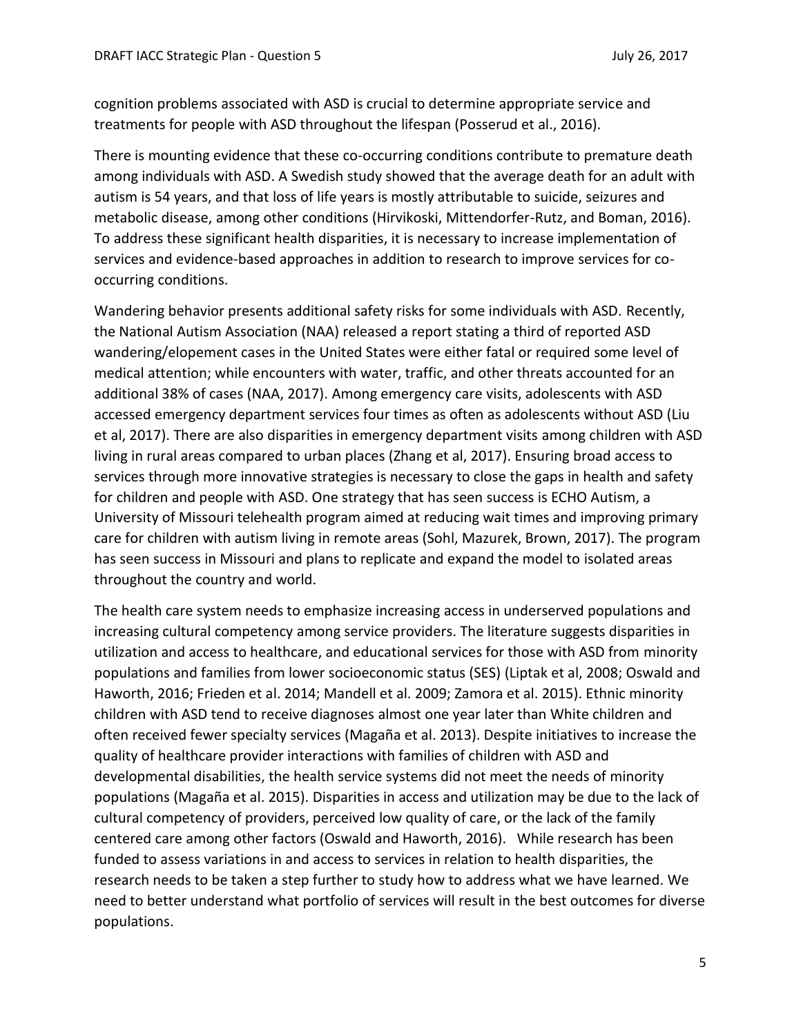cognition problems associated with ASD is crucial to determine appropriate service and treatments for people with ASD throughout the lifespan (Posserud et al., 2016).

There is mounting evidence that these co-occurring conditions contribute to premature death among individuals with ASD. A Swedish study showed that the average death for an adult with autism is 54 years, and that loss of life years is mostly attributable to suicide, seizures and metabolic disease, among other conditions (Hirvikoski, Mittendorfer-Rutz, and Boman, 2016). To address these significant health disparities, it is necessary to increase implementation of services and evidence-based approaches in addition to research to improve services for co-occurring conditions.

Wandering behavior presents additional safety risks for some individuals with ASD. Recently, the National Autism Association (NAA) released a report stating a third of reported ASD wandering/elopement cases in the United States were either fatal or required some level of medical attention; while encounters with water, traffic, and other threats accounted for an additional 38% of cases (NAA, 2017). Among emergency care visits, adolescents with ASD accessed emergency department services four times as often as adolescents without ASD (Liu et al, 2017). There are also disparities in emergency department visits among children with ASD living in rural areas compared to urban places (Zhang et al, 2017). Ensuring broad access to services through more innovative strategies is necessary to close the gaps in health and safety for children and people with ASD. One strategy that has seen success is ECHO Autism, a University of Missouri telehealth program aimed at reducing wait times and improving primary care for children with autism living in remote areas (Sohl, Mazurek, Brown, 2017). The program has seen success in Missouri and plans to replicate and expand the model to isolated areas throughout the country and world.

The health care system needs to emphasize increasing access in underserved populations and increasing cultural competency among service providers. The literature suggests disparities in utilization and access to healthcare, and educational services for those with ASD from minority populations and families from lower socioeconomic status (SES) (Liptak et al, 2008; Oswald and Haworth, 2016; Frieden et al. 2014; Mandell et al. 2009; Zamora et al. 2015). Ethnic minority children with ASD tend to receive diagnoses almost one year later than White children and often received fewer specialty services (Magaña et al. 2013). Despite initiatives to increase the quality of healthcare provider interactions with families of children with ASD and developmental disabilities, the health service systems did not meet the needs of minority populations (Magaña et al. 2015). Disparities in access and utilization may be due to the lack of cultural competency of providers, perceived low quality of care, or the lack of the family centered care among other factors (Oswald and Haworth, 2016). While research has been funded to assess variations in and access to services in relation to health disparities, the research needs to be taken a step further to study how to address what we have learned. We need to better understand what portfolio of services will result in the best outcomes for diverse populations.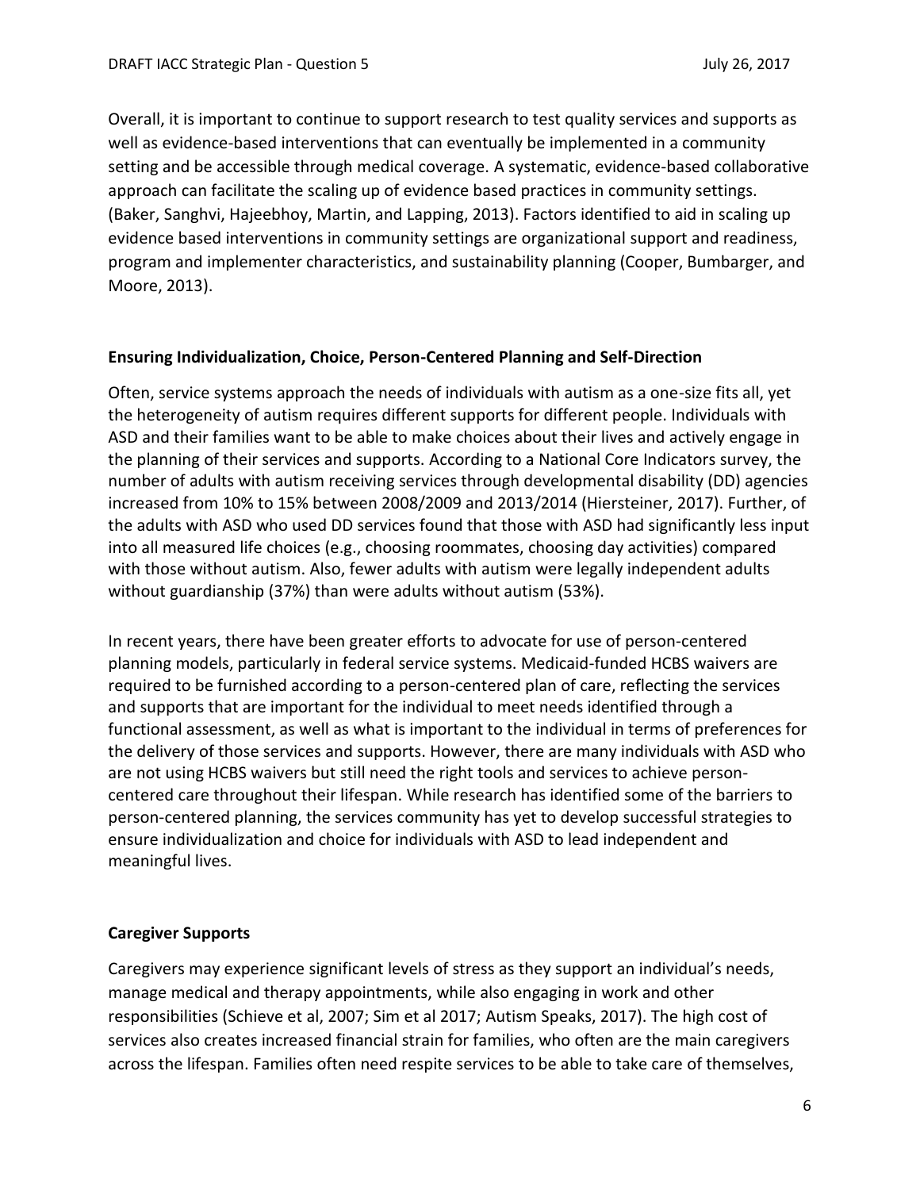Overall, it is important to continue to support research to test quality services and supports as well as evidence-based interventions that can eventually be implemented in a community setting and be accessible through medical coverage. A systematic, evidence-based collaborative approach can facilitate the scaling up of evidence based practices in community settings. (Baker, Sanghvi, Hajeebhoy, Martin, and Lapping, 2013). Factors identified to aid in scaling up evidence based interventions in community settings are organizational support and readiness, program and implementer characteristics, and sustainability planning (Cooper, Bumbarger, and Moore, 2013).

**Ensuring Individualization, Choice, Person-Centered Planning and Self-Direction**

Often, service systems approach the needs of individuals with autism as a one-size fits all, yet the heterogeneity of autism requires different supports for different people. Individuals with ASD and their families want to be able to make choices about their lives and actively engage in the planning of their services and supports. According to a National Core Indicators survey, the number of adults with autism receiving services through developmental disability (DD) agencies increased from 10% to 15% between 2008/2009 and 2013/2014 (Hiersteiner, 2017). Further, of the adults with ASD who used DD services found that those with ASD had significantly less input into all measured life choices (e.g., choosing roommates, choosing day activities) compared with those without autism. Also, fewer adults with autism were legally independent adults without guardianship (37%) than were adults without autism (53%).

In recent years, there have been greater efforts to advocate for use of person-centered planning models, particularly in federal service systems. Medicaid-funded HCBS waivers are required to be furnished according to a person-centered plan of care, reflecting the services and supports that are important for the individual to meet needs identified through a functional assessment, as well as what is important to the individual in terms of preferences for the delivery of those services and supports. However, there are many individuals with ASD who are not using HCBS waivers but still need the right tools and services to achieve person-centered care throughout their lifespan. While research has identified some of the barriers to person-centered planning, the services community has yet to develop successful strategies to ensure individualization and choice for individuals with ASD to lead independent and meaningful lives.

**Caregiver Supports**

Caregivers may experience significant levels of stress as they support an individual's needs, manage medical and therapy appointments, while also engaging in work and other responsibilities (Schieve et al, 2007; Sim et al 2017; Autism Speaks, 2017). The high cost of services also creates increased financial strain for families, who often are the main caregivers across the lifespan. Families often need respite services to be able to take care of themselves,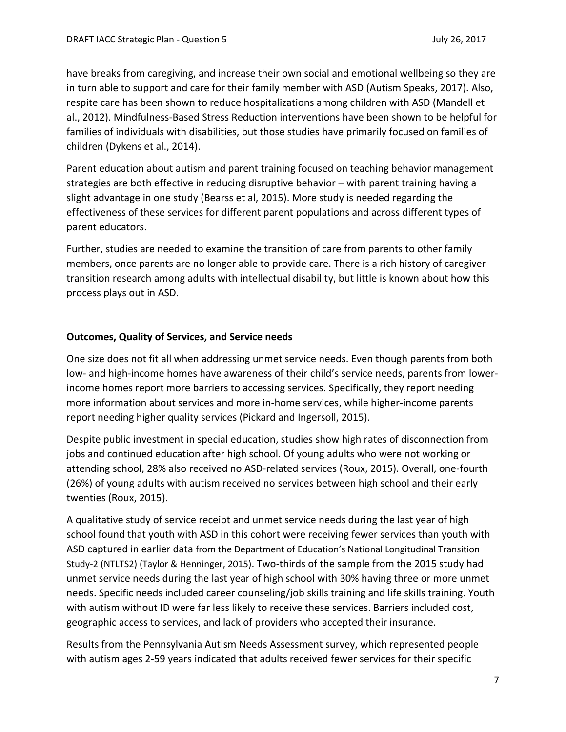have breaks from caregiving, and increase their own social and emotional wellbeing so they are in turn able to support and care for their family member with ASD (Autism Speaks, 2017). Also, respite care has been shown to reduce hospitalizations among children with ASD (Mandell et al., 2012). Mindfulness-Based Stress Reduction interventions have been shown to be helpful for families of individuals with disabilities, but those studies have primarily focused on families of children (Dykens et al., 2014).

Parent education about autism and parent training focused on teaching behavior management strategies are both effective in reducing disruptive behavior – with parent training having a slight advantage in one study (Bearss et al, 2015). More study is needed regarding the effectiveness of these services for different parent populations and across different types of parent educators.

Further, studies are needed to examine the transition of care from parents to other family members, once parents are no longer able to provide care. There is a rich history of caregiver transition research among adults with intellectual disability, but little is known about how this process plays out in ASD.

**Outcomes, Quality of Services, and Service needs**

One size does not fit all when addressing unmet service needs. Even though parents from both low- and high-income homes have awareness of their child's service needs, parents from lower-income homes report more barriers to accessing services. Specifically, they report needing more information about services and more in-home services, while higher-income parents report needing higher quality services (Pickard and Ingersoll, 2015).

Despite public investment in special education, studies show high rates of disconnection from jobs and continued education after high school. Of young adults who were not working or attending school, 28% also received no ASD-related services (Roux, 2015). Overall, one-fourth (26%) of young adults with autism received no services between high school and their early twenties (Roux, 2015).

A qualitative study of service receipt and unmet service needs during the last year of high school found that youth with ASD in this cohort were receiving fewer services than youth with ASD captured in earlier data from the Department of Education's National Longitudinal Transition Study-2 (NTLTS2) (Taylor & Henninger, 2015). Two-thirds of the sample from the 2015 study had unmet service needs during the last year of high school with 30% having three or more unmet needs. Specific needs included career counseling/job skills training and life skills training. Youth with autism without ID were far less likely to receive these services. Barriers included cost, geographic access to services, and lack of providers who accepted their insurance.

Results from the Pennsylvania Autism Needs Assessment survey, which represented people with autism ages 2-59 years indicated that adults received fewer services for their specific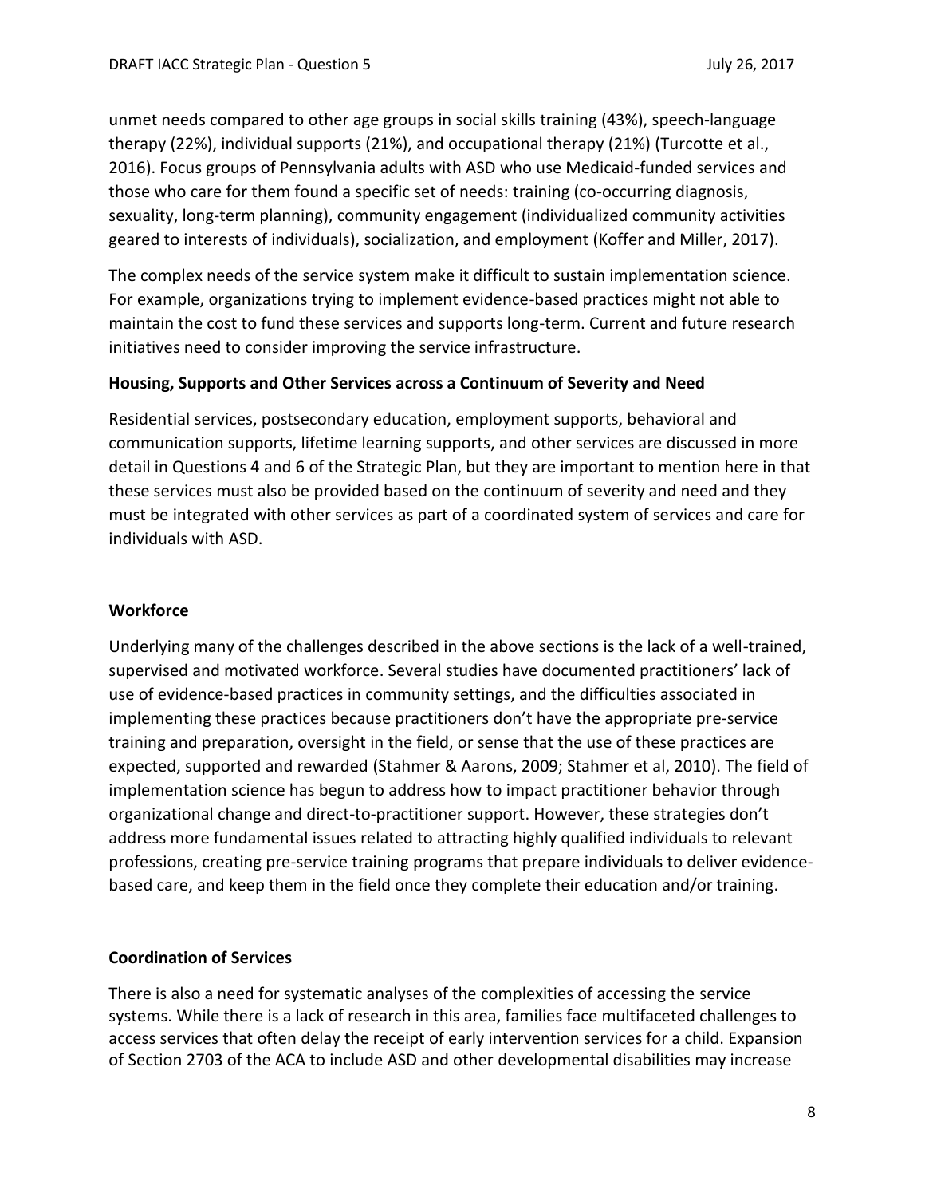unmet needs compared to other age groups in social skills training (43%), speech-language therapy (22%), individual supports (21%), and occupational therapy (21%) (Turcotte et al., 2016). Focus groups of Pennsylvania adults with ASD who use Medicaid-funded services and those who care for them found a specific set of needs: training (co-occurring diagnosis, sexuality, long-term planning), community engagement (individualized community activities geared to interests of individuals), socialization, and employment (Koffer and Miller, 2017).

The complex needs of the service system make it difficult to sustain implementation science. For example, organizations trying to implement evidence-based practices might not able to maintain the cost to fund these services and supports long-term. Current and future research initiatives need to consider improving the service infrastructure.

**Housing, Supports and Other Services across a Continuum of Severity and Need**

Residential services, postsecondary education, employment supports, behavioral and communication supports, lifetime learning supports, and other services are discussed in more detail in Questions 4 and 6 of the Strategic Plan, but they are important to mention here in that these services must also be provided based on the continuum of severity and need and they must be integrated with other services as part of a coordinated system of services and care for individuals with ASD.

**Workforce**

Underlying many of the challenges described in the above sections is the lack of a well-trained, supervised and motivated workforce. Several studies have documented practitioners' lack of use of evidence-based practices in community settings, and the difficulties associated in implementing these practices because practitioners don't have the appropriate pre-service training and preparation, oversight in the field, or sense that the use of these practices are expected, supported and rewarded (Stahmer & Aarons, 2009; Stahmer et al, 2010). The field of implementation science has begun to address how to impact practitioner behavior through organizational change and direct-to-practitioner support. However, these strategies don't address more fundamental issues related to attracting highly qualified individuals to relevant professions, creating pre-service training programs that prepare individuals to deliver evidence-based care, and keep them in the field once they complete their education and/or training.

**Coordination of Services**

There is also a need for systematic analyses of the complexities of accessing the service systems. While there is a lack of research in this area, families face multifaceted challenges to access services that often delay the receipt of early intervention services for a child. Expansion of Section 2703 of the ACA to include ASD and other developmental disabilities may increase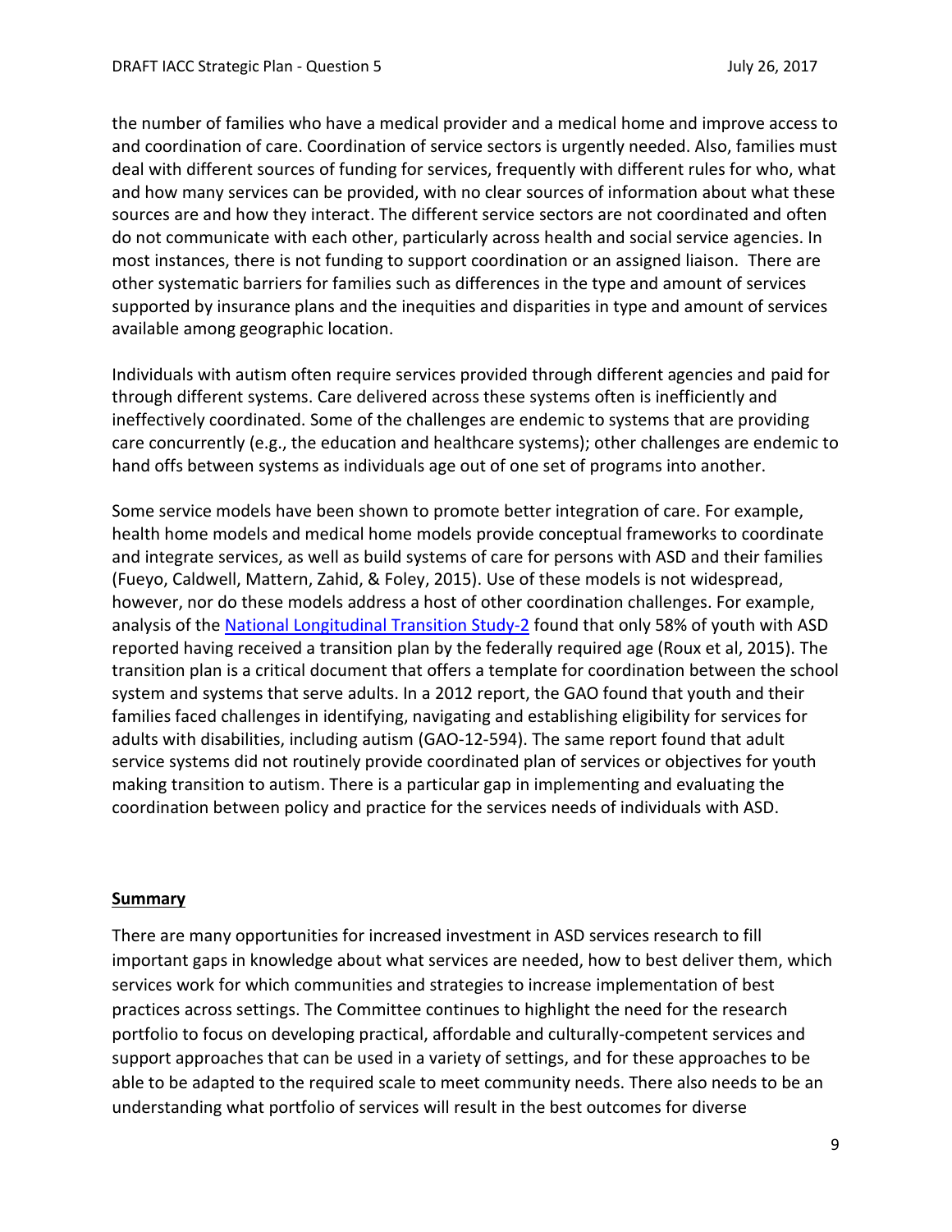the number of families who have a medical provider and a medical home and improve access to and coordination of care. Coordination of service sectors is urgently needed. Also, families must deal with different sources of funding for services, frequently with different rules for who, what and how many services can be provided, with no clear sources of information about what these sources are and how they interact. The different service sectors are not coordinated and often do not communicate with each other, particularly across health and social service agencies. In most instances, there is not funding to support coordination or an assigned liaison. There are other systematic barriers for families such as differences in the type and amount of services supported by insurance plans and the inequities and disparities in type and amount of services available among geographic location.

Individuals with autism often require services provided through different agencies and paid for through different systems. Care delivered across these systems often is inefficiently and ineffectively coordinated. Some of the challenges are endemic to systems that are providing care concurrently (e.g., the education and healthcare systems); other challenges are endemic to hand offs between systems as individuals age out of one set of programs into another.

Some service models have been shown to promote better integration of care. For example, health home models and medical home models provide conceptual frameworks to coordinate and integrate services, as well as build systems of care for persons with ASD and their families (Fueyo, Caldwell, Mattern, Zahid, & Foley, 2015). Use of these models is not widespread, however, nor do these models address a host of other coordination challenges. For example, analysis of the National Longitudinal Transition Study-2 found that only 58% of youth with ASD reported having received a transition plan by the federally required age (Roux et al, 2015). The transition plan is a critical document that offers a template for coordination between the school system and systems that serve adults. In a 2012 report, the GAO found that youth and their families faced challenges in identifying, navigating and establishing eligibility for services for adults with disabilities, including autism (GAO-12-594). The same report found that adult service systems did not routinely provide coordinated plan of services or objectives for youth making transition to autism. There is a particular gap in implementing and evaluating the coordination between policy and practice for the services needs of individuals with ASD.

## Summary

There are many opportunities for increased investment in ASD services research to fill important gaps in knowledge about what services are needed, how to best deliver them, which services work for which communities and strategies to increase implementation of best practices across settings. The Committee continues to highlight the need for the research portfolio to focus on developing practical, affordable and culturally-competent services and support approaches that can be used in a variety of settings, and for these approaches to be able to be adapted to the required scale to meet community needs. There also needs to be an understanding what portfolio of services will result in the best outcomes for diverse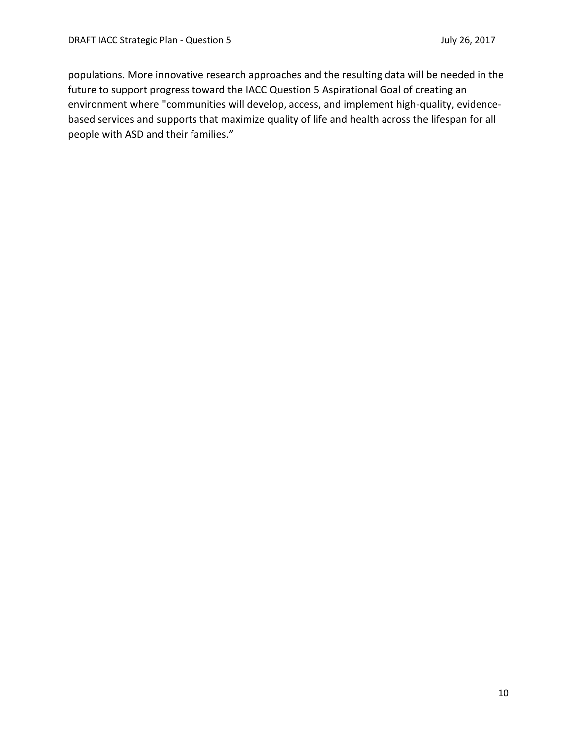populations. More innovative research approaches and the resulting data will be needed in the future to support progress toward the IACC Question 5 Aspirational Goal of creating an environment where "communities will develop, access, and implement high-quality, evidence-based services and supports that maximize quality of life and health across the lifespan for all people with ASD and their families."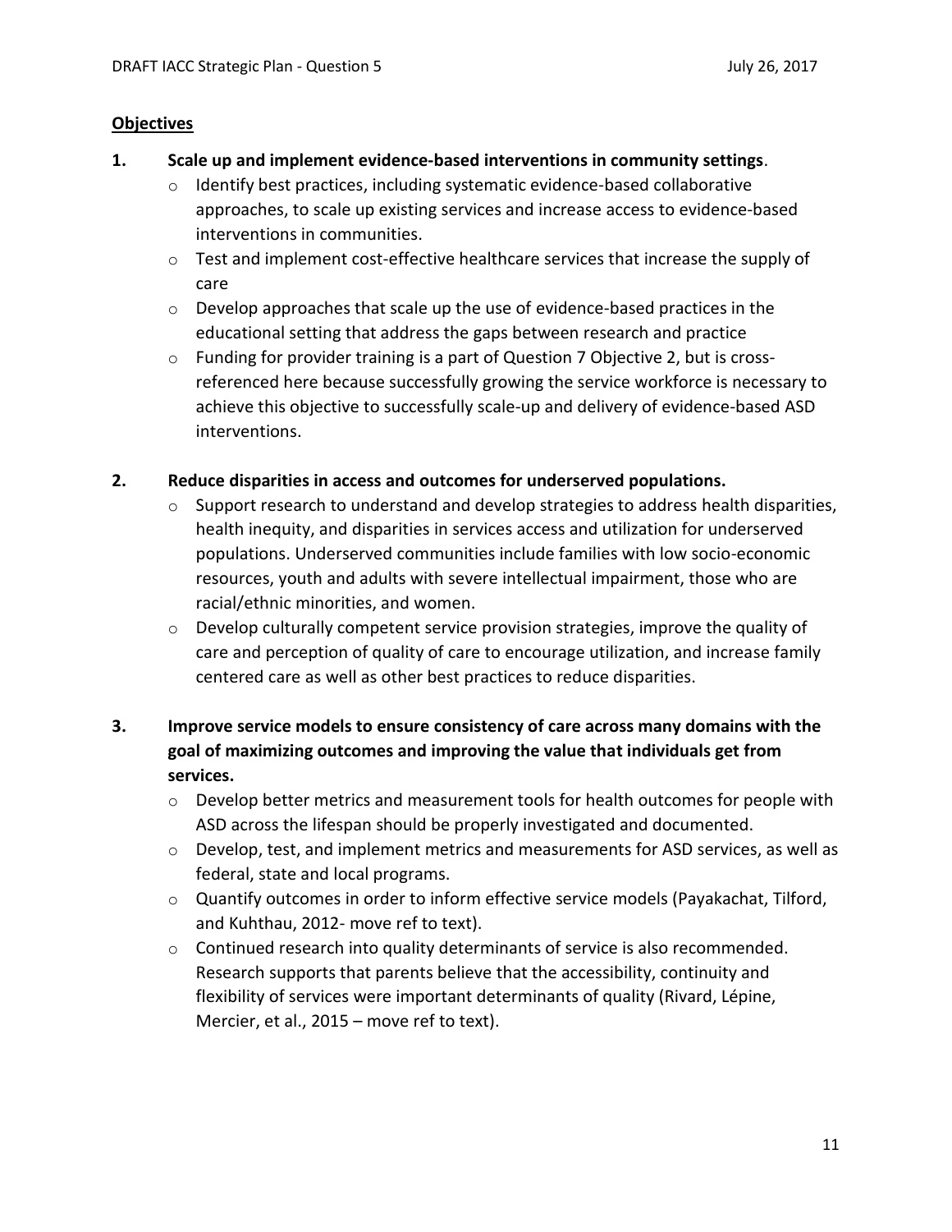**Objectives**

**1. Scale up and implement evidence-based interventions in community settings**.

- Identify best practices, including systematic evidence-based collaborative approaches, to scale up existing services and increase access to evidence-based interventions in communities.
- Test and implement cost-effective healthcare services that increase the supply of care
- Develop approaches that scale up the use of evidence-based practices in the educational setting that address the gaps between research and practice
- Funding for provider training is a part of Question 7 Objective 2, but is cross-referenced here because successfully growing the service workforce is necessary to achieve this objective to successfully scale-up and delivery of evidence-based ASD interventions.

**2. Reduce disparities in access and outcomes for underserved populations.**

- Support research to understand and develop strategies to address health disparities, health inequity, and disparities in services access and utilization for underserved populations. Underserved communities include families with low socio-economic resources, youth and adults with severe intellectual impairment, those who are racial/ethnic minorities, and women.
- Develop culturally competent service provision strategies, improve the quality of care and perception of quality of care to encourage utilization, and increase family centered care as well as other best practices to reduce disparities.

**3. Improve service models to ensure consistency of care across many domains with the goal of maximizing outcomes and improving the value that individuals get from services.**

- Develop better metrics and measurement tools for health outcomes for people with ASD across the lifespan should be properly investigated and documented.
- Develop, test, and implement metrics and measurements for ASD services, as well as federal, state and local programs.
- Quantify outcomes in order to inform effective service models (Payakachat, Tilford, and Kuhthau, 2012- move ref to text).
- Continued research into quality determinants of service is also recommended. Research supports that parents believe that the accessibility, continuity and flexibility of services were important determinants of quality (Rivard, Lépine, Mercier, et al., 2015 – move ref to text).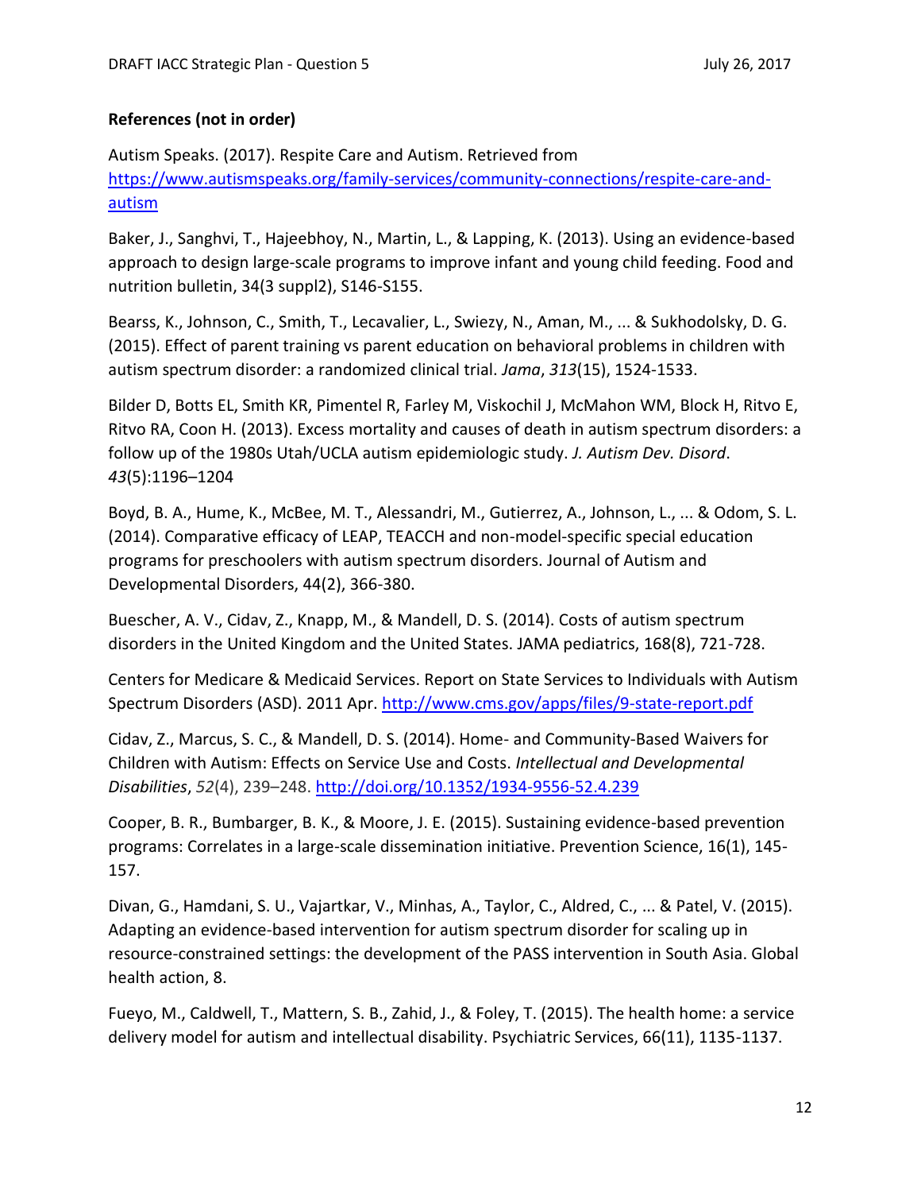**References (not in order)**

Autism Speaks. (2017). Respite Care and Autism. Retrieved from [https://www.autismspeaks.org/family-services/community-connections/respite-care-and-autism](https://www.autismspeaks.org/family-services/community-connections/respite-care-and-autism)

Baker, J., Sanghvi, T., Hajeebhoy, N., Martin, L., & Lapping, K. (2013). Using an evidence-based approach to design large-scale programs to improve infant and young child feeding. Food and nutrition bulletin, 34(3 suppl2), S146-S155.

Bearss, K., Johnson, C., Smith, T., Lecavalier, L., Swiezy, N., Aman, M., ... & Sukhodolsky, D. G. (2015). Effect of parent training vs parent education on behavioral problems in children with autism spectrum disorder: a randomized clinical trial. *Jama*, *313*(15), 1524-1533.

Bilder D, Botts EL, Smith KR, Pimentel R, Farley M, Viskochil J, McMahon WM, Block H, Ritvo E, Ritvo RA, Coon H. (2013). Excess mortality and causes of death in autism spectrum disorders: a follow up of the 1980s Utah/UCLA autism epidemiologic study. *J. Autism Dev. Disord*. *43*(5):1196–1204

Boyd, B. A., Hume, K., McBee, M. T., Alessandri, M., Gutierrez, A., Johnson, L., ... & Odom, S. L. (2014). Comparative efficacy of LEAP, TEACCH and non-model-specific special education programs for preschoolers with autism spectrum disorders. Journal of Autism and Developmental Disorders, 44(2), 366-380.

Buescher, A. V., Cidav, Z., Knapp, M., & Mandell, D. S. (2014). Costs of autism spectrum disorders in the United Kingdom and the United States. JAMA pediatrics, 168(8), 721-728.

Centers for Medicare & Medicaid Services. Report on State Services to Individuals with Autism Spectrum Disorders (ASD). 2011 Apr. [http://www.cms.gov/apps/files/9-state-report.pdf](http://www.cms.gov/apps/files/9-state-report.pdf)

Cidav, Z., Marcus, S. C., & Mandell, D. S. (2014). Home- and Community-Based Waivers for Children with Autism: Effects on Service Use and Costs. *Intellectual and Developmental Disabilities*, *52*(4), 239–248. [http://doi.org/10.1352/1934-9556-52.4.239](http://doi.org/10.1352/1934-9556-52.4.239)

Cooper, B. R., Bumbarger, B. K., & Moore, J. E. (2015). Sustaining evidence-based prevention programs: Correlates in a large-scale dissemination initiative. Prevention Science, 16(1), 145-157.

Divan, G., Hamdani, S. U., Vajartkar, V., Minhas, A., Taylor, C., Aldred, C., ... & Patel, V. (2015). Adapting an evidence-based intervention for autism spectrum disorder for scaling up in resource-constrained settings: the development of the PASS intervention in South Asia. Global health action, 8.

Fueyo, M., Caldwell, T., Mattern, S. B., Zahid, J., & Foley, T. (2015). The health home: a service delivery model for autism and intellectual disability. Psychiatric Services, 66(11), 1135-1137.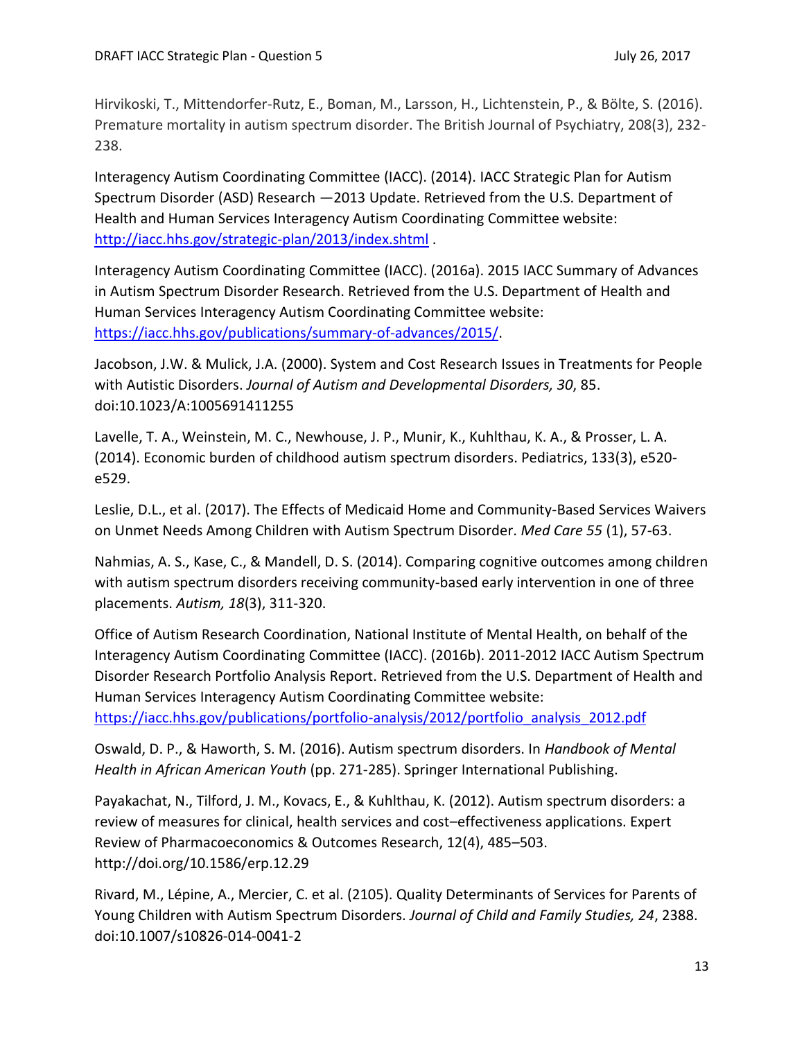Hirvikoski, T., Mittendorfer-Rutz, E., Boman, M., Larsson, H., Lichtenstein, P., & Bölte, S. (2016). Premature mortality in autism spectrum disorder. The British Journal of Psychiatry, 208(3), 232-238.

Interagency Autism Coordinating Committee (IACC). (2014). IACC Strategic Plan for Autism Spectrum Disorder (ASD) Research —2013 Update. Retrieved from the U.S. Department of Health and Human Services Interagency Autism Coordinating Committee website: [http://iacc.hhs.gov/strategic-plan/2013/index.shtml](http://iacc.hhs.gov/strategic-plan/2013/index.shtml) .

Interagency Autism Coordinating Committee (IACC). (2016a). 2015 IACC Summary of Advances in Autism Spectrum Disorder Research. Retrieved from the U.S. Department of Health and Human Services Interagency Autism Coordinating Committee website: [https://iacc.hhs.gov/publications/summary-of-advances/2015/](https://iacc.hhs.gov/publications/summary-of-advances/2015/).

Jacobson, J.W. & Mulick, J.A. (2000). System and Cost Research Issues in Treatments for People with Autistic Disorders. *Journal of Autism and Developmental Disorders, 30*, 85. doi:10.1023/A:1005691411255

Lavelle, T. A., Weinstein, M. C., Newhouse, J. P., Munir, K., Kuhlthau, K. A., & Prosser, L. A. (2014). Economic burden of childhood autism spectrum disorders. Pediatrics, 133(3), e520-e529.

Leslie, D.L., et al. (2017). The Effects of Medicaid Home and Community-Based Services Waivers on Unmet Needs Among Children with Autism Spectrum Disorder. *Med Care 55* (1), 57-63.

Nahmias, A. S., Kase, C., & Mandell, D. S. (2014). Comparing cognitive outcomes among children with autism spectrum disorders receiving community-based early intervention in one of three placements. *Autism, 18*(3), 311-320.

Office of Autism Research Coordination, National Institute of Mental Health, on behalf of the Interagency Autism Coordinating Committee (IACC). (2016b). 2011-2012 IACC Autism Spectrum Disorder Research Portfolio Analysis Report. Retrieved from the U.S. Department of Health and Human Services Interagency Autism Coordinating Committee website: [https://iacc.hhs.gov/publications/portfolio-analysis/2012/portfolio_analysis_2012.pdf](https://iacc.hhs.gov/publications/portfolio-analysis/2012/portfolio_analysis_2012.pdf)

Oswald, D. P., & Haworth, S. M. (2016). Autism spectrum disorders. In *Handbook of Mental Health in African American Youth* (pp. 271-285). Springer International Publishing.

Payakachat, N., Tilford, J. M., Kovacs, E., & Kuhlthau, K. (2012). Autism spectrum disorders: a review of measures for clinical, health services and cost–effectiveness applications. Expert Review of Pharmacoeconomics & Outcomes Research, 12(4), 485–503. http://doi.org/10.1586/erp.12.29

Rivard, M., Lépine, A., Mercier, C. et al. (2105). Quality Determinants of Services for Parents of Young Children with Autism Spectrum Disorders. *Journal of Child and Family Studies, 24*, 2388. doi:10.1007/s10826-014-0041-2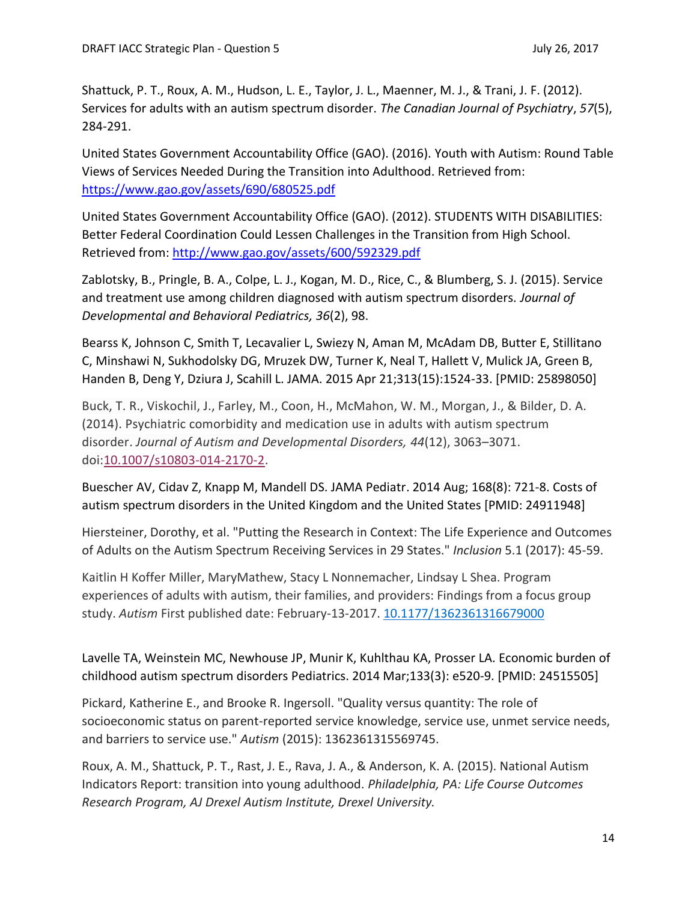Shattuck, P. T., Roux, A. M., Hudson, L. E., Taylor, J. L., Maenner, M. J., & Trani, J. F. (2012). Services for adults with an autism spectrum disorder. *The Canadian Journal of Psychiatry*, *57*(5), 284-291.

United States Government Accountability Office (GAO). (2016). Youth with Autism: Round Table Views of Services Needed During the Transition into Adulthood. Retrieved from: https://www.gao.gov/assets/690/680525.pdf

United States Government Accountability Office (GAO). (2012). STUDENTS WITH DISABILITIES: Better Federal Coordination Could Lessen Challenges in the Transition from High School. Retrieved from: http://www.gao.gov/assets/600/592329.pdf

Zablotsky, B., Pringle, B. A., Colpe, L. J., Kogan, M. D., Rice, C., & Blumberg, S. J. (2015). Service and treatment use among children diagnosed with autism spectrum disorders. *Journal of Developmental and Behavioral Pediatrics, 36*(2), 98.

Bearss K, Johnson C, Smith T, Lecavalier L, Swiezy N, Aman M, McAdam DB, Butter E, Stillitano C, Minshawi N, Sukhodolsky DG, Mruzek DW, Turner K, Neal T, Hallett V, Mulick JA, Green B, Handen B, Deng Y, Dziura J, Scahill L. JAMA. 2015 Apr 21;313(15):1524-33. [PMID: 25898050]

Buck, T. R., Viskochil, J., Farley, M., Coon, H., McMahon, W. M., Morgan, J., & Bilder, D. A. (2014). Psychiatric comorbidity and medication use in adults with autism spectrum disorder. *Journal of Autism and Developmental Disorders, 44*(12), 3063–3071. doi:10.1007/s10803-014-2170-2.

Buescher AV, Cidav Z, Knapp M, Mandell DS. JAMA Pediatr. 2014 Aug; 168(8): 721-8. Costs of autism spectrum disorders in the United Kingdom and the United States [PMID: 24911948]

Hiersteiner, Dorothy, et al. "Putting the Research in Context: The Life Experience and Outcomes of Adults on the Autism Spectrum Receiving Services in 29 States." *Inclusion* 5.1 (2017): 45-59.

Kaitlin H Koffer Miller, MaryMathew, Stacy L Nonnemacher, Lindsay L Shea. Program experiences of adults with autism, their families, and providers: Findings from a focus group study. *Autism* First published date: February-13-2017. 10.1177/1362361316679000

Lavelle TA, Weinstein MC, Newhouse JP, Munir K, Kuhlthau KA, Prosser LA. Economic burden of childhood autism spectrum disorders Pediatrics. 2014 Mar;133(3): e520-9. [PMID: 24515505]

Pickard, Katherine E., and Brooke R. Ingersoll. "Quality versus quantity: The role of socioeconomic status on parent-reported service knowledge, service use, unmet service needs, and barriers to service use." *Autism* (2015): 1362361315569745.

Roux, A. M., Shattuck, P. T., Rast, J. E., Rava, J. A., & Anderson, K. A. (2015). National Autism Indicators Report: transition into young adulthood. *Philadelphia, PA: Life Course Outcomes Research Program, AJ Drexel Autism Institute, Drexel University.*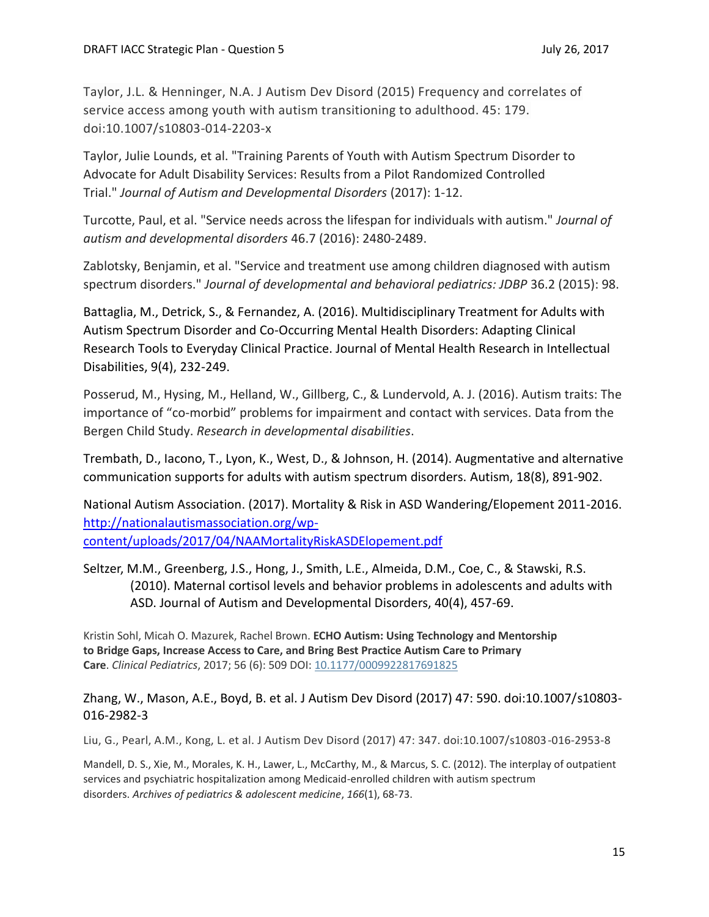Taylor, J.L. & Henninger, N.A. J Autism Dev Disord (2015) Frequency and correlates of service access among youth with autism transitioning to adulthood. 45: 179. doi:10.1007/s10803-014-2203-x

Taylor, Julie Lounds, et al. "Training Parents of Youth with Autism Spectrum Disorder to Advocate for Adult Disability Services: Results from a Pilot Randomized Controlled Trial." *Journal of Autism and Developmental Disorders* (2017): 1-12.

Turcotte, Paul, et al. "Service needs across the lifespan for individuals with autism." *Journal of autism and developmental disorders* 46.7 (2016): 2480-2489.

Zablotsky, Benjamin, et al. "Service and treatment use among children diagnosed with autism spectrum disorders." *Journal of developmental and behavioral pediatrics: JDBP* 36.2 (2015): 98.

Battaglia, M., Detrick, S., & Fernandez, A. (2016). Multidisciplinary Treatment for Adults with Autism Spectrum Disorder and Co-Occurring Mental Health Disorders: Adapting Clinical Research Tools to Everyday Clinical Practice. Journal of Mental Health Research in Intellectual Disabilities, 9(4), 232-249.

Posserud, M., Hysing, M., Helland, W., Gillberg, C., & Lundervold, A. J. (2016). Autism traits: The importance of "co-morbid" problems for impairment and contact with services. Data from the Bergen Child Study. *Research in developmental disabilities*.

Trembath, D., Iacono, T., Lyon, K., West, D., & Johnson, H. (2014). Augmentative and alternative communication supports for adults with autism spectrum disorders. Autism, 18(8), 891-902.

National Autism Association. (2017). Mortality & Risk in ASD Wandering/Elopement 2011-2016. [http://nationalautismassociation.org/wp-content/uploads/2017/04/NAAMortalityRiskASDElopement.pdf](http://nationalautismassociation.org/wp-content/uploads/2017/04/NAAMortalityRiskASDElopement.pdf)

Seltzer, M.M., Greenberg, J.S., Hong, J., Smith, L.E., Almeida, D.M., Coe, C., & Stawski, R.S. (2010). Maternal cortisol levels and behavior problems in adolescents and adults with ASD. Journal of Autism and Developmental Disorders, 40(4), 457-69.

Kristin Sohl, Micah O. Mazurek, Rachel Brown. **ECHO Autism: Using Technology and Mentorship to Bridge Gaps, Increase Access to Care, and Bring Best Practice Autism Care to Primary Care**. *Clinical Pediatrics*, 2017; 56 (6): 509 DOI: [10.1177/0009922817691825](https://doi.org/10.1177/0009922817691825)

Zhang, W., Mason, A.E., Boyd, B. et al. J Autism Dev Disord (2017) 47: 590. doi:10.1007/s10803-016-2982-3

Liu, G., Pearl, A.M., Kong, L. et al. J Autism Dev Disord (2017) 47: 347. doi:10.1007/s10803-016-2953-8

Mandell, D. S., Xie, M., Morales, K. H., Lawer, L., McCarthy, M., & Marcus, S. C. (2012). The interplay of outpatient services and psychiatric hospitalization among Medicaid-enrolled children with autism spectrum disorders. *Archives of pediatrics & adolescent medicine*, *166*(1), 68-73.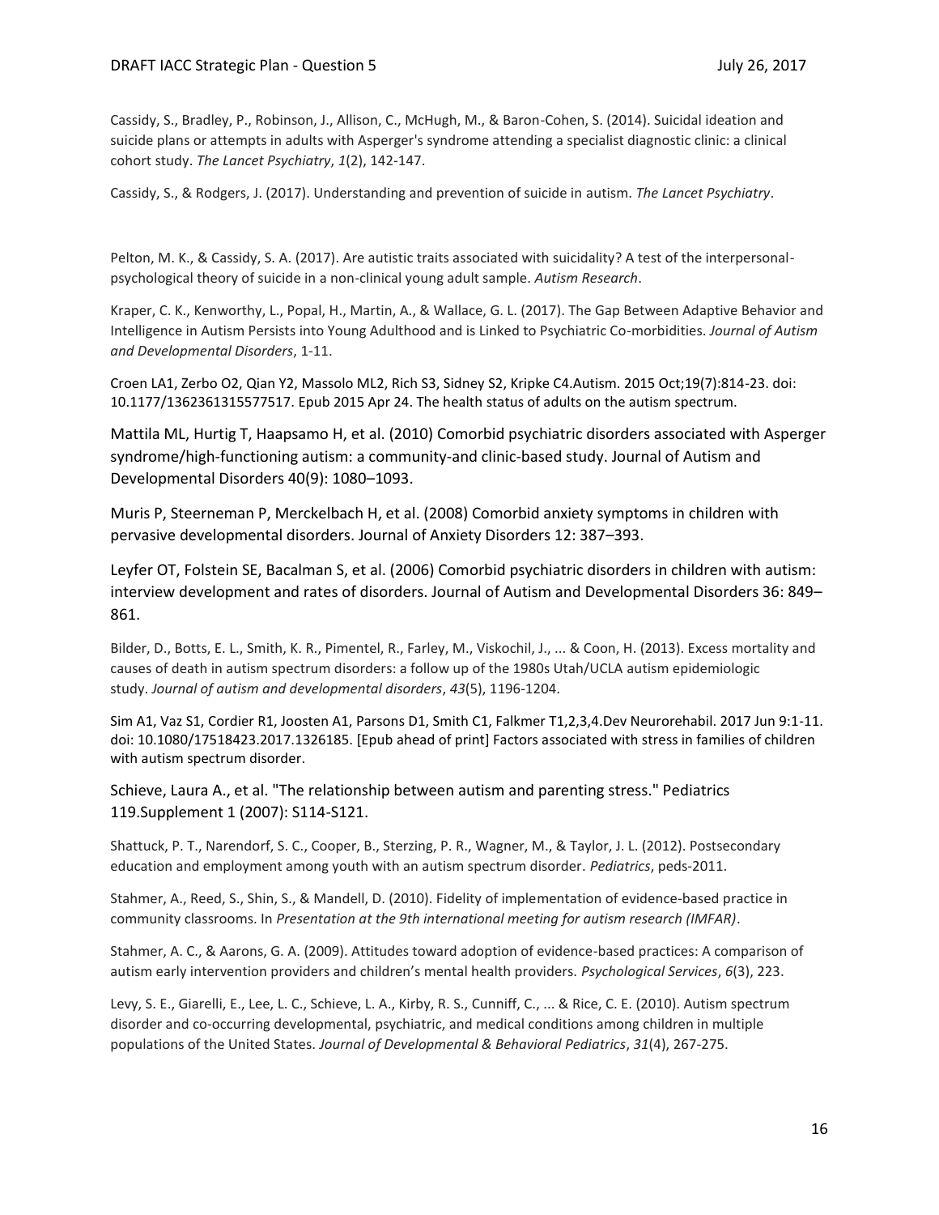Cassidy, S., Bradley, P., Robinson, J., Allison, C., McHugh, M., & Baron-Cohen, S. (2014). Suicidal ideation and suicide plans or attempts in adults with Asperger's syndrome attending a specialist diagnostic clinic: a clinical cohort study. *The Lancet Psychiatry*, *1*(2), 142-147.

Cassidy, S., & Rodgers, J. (2017). Understanding and prevention of suicide in autism. *The Lancet Psychiatry*.

Pelton, M. K., & Cassidy, S. A. (2017). Are autistic traits associated with suicidality? A test of the interpersonal-psychological theory of suicide in a non-clinical young adult sample. *Autism Research*.

Kraper, C. K., Kenworthy, L., Popal, H., Martin, A., & Wallace, G. L. (2017). The Gap Between Adaptive Behavior and Intelligence in Autism Persists into Young Adulthood and is Linked to Psychiatric Co-morbidities. *Journal of Autism and Developmental Disorders*, 1-11.

Croen LA1, Zerbo O2, Qian Y2, Massolo ML2, Rich S3, Sidney S2, Kripke C4.Autism. 2015 Oct;19(7):814-23. doi: 10.1177/1362361315577517. Epub 2015 Apr 24. The health status of adults on the autism spectrum.

Mattila ML, Hurtig T, Haapsamo H, et al. (2010) Comorbid psychiatric disorders associated with Asperger syndrome/high-functioning autism: a community-and clinic-based study. Journal of Autism and Developmental Disorders 40(9): 1080–1093.

Muris P, Steerneman P, Merckelbach H, et al. (2008) Comorbid anxiety symptoms in children with pervasive developmental disorders. Journal of Anxiety Disorders 12: 387–393.

Leyfer OT, Folstein SE, Bacalman S, et al. (2006) Comorbid psychiatric disorders in children with autism: interview development and rates of disorders. Journal of Autism and Developmental Disorders 36: 849–861.

Bilder, D., Botts, E. L., Smith, K. R., Pimentel, R., Farley, M., Viskochil, J., ... & Coon, H. (2013). Excess mortality and causes of death in autism spectrum disorders: a follow up of the 1980s Utah/UCLA autism epidemiologic study. *Journal of autism and developmental disorders*, *43*(5), 1196-1204.

Sim A1, Vaz S1, Cordier R1, Joosten A1, Parsons D1, Smith C1, Falkmer T1,2,3,4.Dev Neurorehabil. 2017 Jun 9:1-11. doi: 10.1080/17518423.2017.1326185. [Epub ahead of print] Factors associated with stress in families of children with autism spectrum disorder.

Schieve, Laura A., et al. "The relationship between autism and parenting stress." Pediatrics 119.Supplement 1 (2007): S114-S121.

Shattuck, P. T., Narendorf, S. C., Cooper, B., Sterzing, P. R., Wagner, M., & Taylor, J. L. (2012). Postsecondary education and employment among youth with an autism spectrum disorder. *Pediatrics*, peds-2011.

Stahmer, A., Reed, S., Shin, S., & Mandell, D. (2010). Fidelity of implementation of evidence-based practice in community classrooms. In *Presentation at the 9th international meeting for autism research (IMFAR)*.

Stahmer, A. C., & Aarons, G. A. (2009). Attitudes toward adoption of evidence-based practices: A comparison of autism early intervention providers and children's mental health providers. *Psychological Services*, *6*(3), 223.

Levy, S. E., Giarelli, E., Lee, L. C., Schieve, L. A., Kirby, R. S., Cunniff, C., ... & Rice, C. E. (2010). Autism spectrum disorder and co-occurring developmental, psychiatric, and medical conditions among children in multiple populations of the United States. *Journal of Developmental & Behavioral Pediatrics*, *31*(4), 267-275.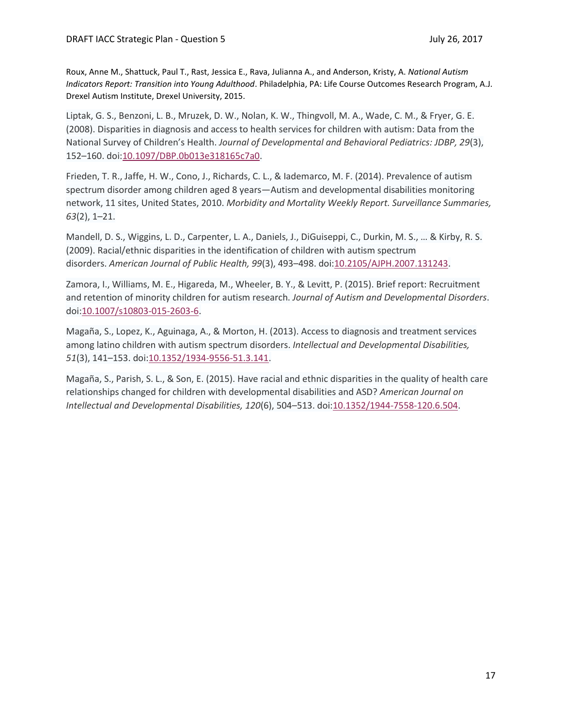Roux, Anne M., Shattuck, Paul T., Rast, Jessica E., Rava, Julianna A., and Anderson, Kristy, A. *National Autism Indicators Report: Transition into Young Adulthood*. Philadelphia, PA: Life Course Outcomes Research Program, A.J. Drexel Autism Institute, Drexel University, 2015.

Liptak, G. S., Benzoni, L. B., Mruzek, D. W., Nolan, K. W., Thingvoll, M. A., Wade, C. M., & Fryer, G. E. (2008). Disparities in diagnosis and access to health services for children with autism: Data from the National Survey of Children's Health. *Journal of Developmental and Behavioral Pediatrics: JDBP, 29*(3), 152–160. doi:10.1097/DBP.0b013e318165c7a0.

Frieden, T. R., Jaffe, H. W., Cono, J., Richards, C. L., & Iademarco, M. F. (2014). Prevalence of autism spectrum disorder among children aged 8 years—Autism and developmental disabilities monitoring network, 11 sites, United States, 2010. *Morbidity and Mortality Weekly Report. Surveillance Summaries, 63*(2), 1–21.

Mandell, D. S., Wiggins, L. D., Carpenter, L. A., Daniels, J., DiGuiseppi, C., Durkin, M. S., … & Kirby, R. S. (2009). Racial/ethnic disparities in the identification of children with autism spectrum disorders. *American Journal of Public Health, 99*(3), 493–498. doi:10.2105/AJPH.2007.131243.

Zamora, I., Williams, M. E., Higareda, M., Wheeler, B. Y., & Levitt, P. (2015). Brief report: Recruitment and retention of minority children for autism research. *Journal of Autism and Developmental Disorders*. doi:10.1007/s10803-015-2603-6.

Magaña, S., Lopez, K., Aguinaga, A., & Morton, H. (2013). Access to diagnosis and treatment services among latino children with autism spectrum disorders. *Intellectual and Developmental Disabilities, 51*(3), 141–153. doi:10.1352/1934-9556-51.3.141.

Magaña, S., Parish, S. L., & Son, E. (2015). Have racial and ethnic disparities in the quality of health care relationships changed for children with developmental disabilities and ASD? *American Journal on Intellectual and Developmental Disabilities, 120*(6), 504–513. doi:10.1352/1944-7558-120.6.504.